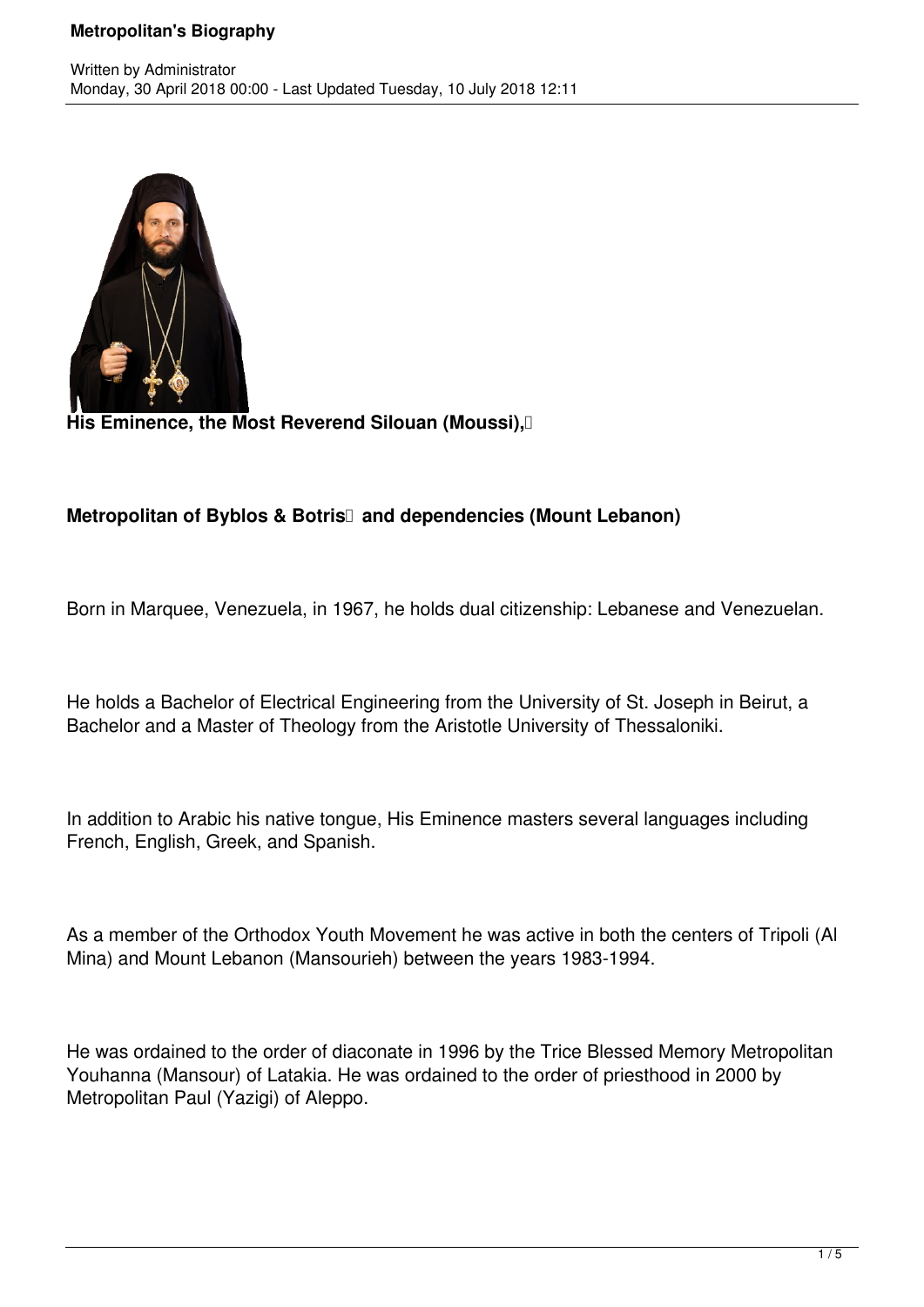**His Eminence, the Most Reverend Silouan (Moussi),**

**Metropolitan of Byblos & Botris and dependencies (Mount Lebanon)**

Born in Marquee, Venezuela, in 1967, he holds dual citizenship: Lebanese and Venezuelan.

He holds a Bachelor of Electrical Engineering from the University of St. Joseph in Beirut, a Bachelor and a Master of Theology from the Aristotle University of Thessaloniki.

In addition to Arabic his native tongue, His Eminence masters several languages including French, English, Greek, and Spanish.

As a member of the Orthodox Youth Movement he was active in both the centers of Tripoli (Al Mina) and Mount Lebanon (Mansourieh) between the years 1983-1994.

He was ordained to the order of diaconate in 1996 by the Trice Blessed Memory Metropolitan Youhanna (Mansour) of Latakia. He was ordained to the order of priesthood in 2000 by Metropolitan Paul (Yazigi) of Aleppo.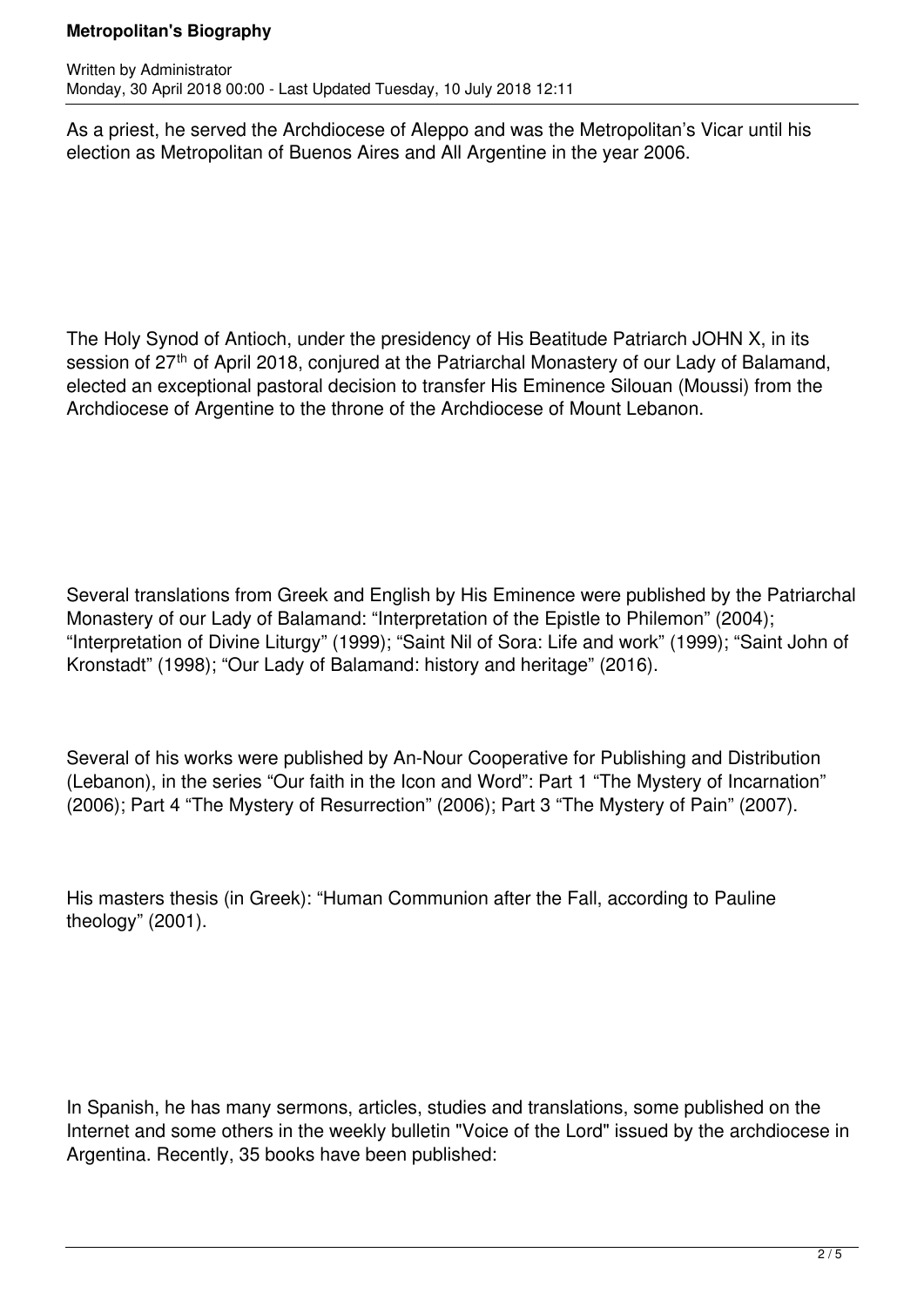As a priest, he served the Archdiocese of Aleppo and was the Metropolitan's Vicar until his election as Metropolitan of Buenos Aires and All Argentine in the year 2006.

The Holy Synod of Antioch, under the presidency of His Beatitude Patriarch JOHN X, in its session of 27th of April 2018, conjured at the Patriarchal Monastery of our Lady of Balamand, elected an exceptional pastoral decision to transfer His Eminence Silouan (Moussi) from the Archdiocese of Argentine to the throne of the Archdiocese of Mount Lebanon.

Several translations from Greek and English by His Eminence were published by the Patriarchal Monastery of our Lady of Balamand: "Interpretation of the Epistle to Philemon" (2004); "Interpretation of Divine Liturgy" (1999); "Saint Nil of Sora: Life and work" (1999); "Saint John of Kronstadt" (1998); "Our Lady of Balamand: history and heritage" (2016).

Several of his works were published by An-Nour Cooperative for Publishing and Distribution (Lebanon), in the series "Our faith in the Icon and Word": Part 1 "The Mystery of Incarnation" (2006); Part 4 "The Mystery of Resurrection" (2006); Part 3 "The Mystery of Pain" (2007).

His masters thesis (in Greek): "Human Communion after the Fall, according to Pauline theology" (2001).

In Spanish, he has many sermons, articles, studies and translations, some published on the Internet and some others in the weekly bulletin "Voice of the Lord" issued by the archdiocese in Argentina. Recently, 35 books have been published: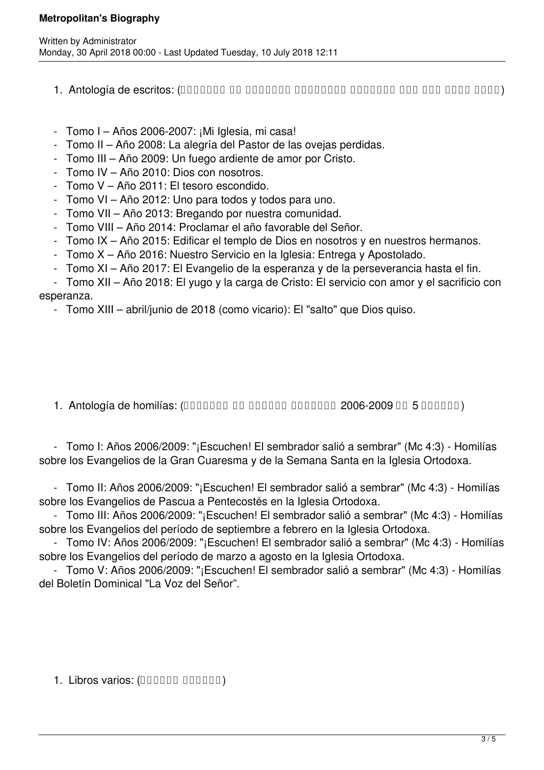1. Antología de escritos: (□□□□□□□ □□ □□□□□□□ □□□□□□□□□ □□□□□□□ □□□ □□□ □□□□ □□□□)

- Tomo I – Años 2006-2007: ¡Mi Iglesia, mi casa!
- Tomo II – Año 2008: La alegría del Pastor de las ovejas perdidas.
- Tomo III – Año 2009: Un fuego ardiente de amor por Cristo.
- Tomo IV – Año 2010: Dios con nosotros.
- Tomo V – Año 2011: El tesoro escondido.
- Tomo VI – Año 2012: Uno para todos y todos para uno.
- Tomo VII – Año 2013: Bregando por nuestra comunidad.
- Tomo VIII – Año 2014: Proclamar el año favorable del Señor.
- Tomo IX – Año 2015: Edificar el templo de Dios en nosotros y en nuestros hermanos.
- Tomo X – Año 2016: Nuestro Servicio en la Iglesia: Entrega y Apostolado.
- Tomo XI – Año 2017: El Evangelio de la esperanza y de la perseverancia hasta el fin.
- Tomo XII – Año 2018: El yugo y la carga de Cristo: El servicio con amor y el sacrificio con esperanza.
- Tomo XIII – abril/junio de 2018 (como vicario): El "salto" que Dios quiso.

1. Antología de homilías: (□□□□□□□ □□ □□□□□□ □□□□□□□ 2006-2009 □□ 5 □□□□□□)

- Tomo I: Años 2006/2009: "¡Escuchen! El sembrador salió a sembrar" (Mc 4:3) - Homilías sobre los Evangelios de la Gran Cuaresma y de la Semana Santa en la Iglesia Ortodoxa.
- Tomo II: Años 2006/2009: "¡Escuchen! El sembrador salió a sembrar" (Mc 4:3) - Homilías sobre los Evangelios de Pascua a Pentecostés en la Iglesia Ortodoxa.
- Tomo III: Años 2006/2009: "¡Escuchen! El sembrador salió a sembrar" (Mc 4:3) - Homilías sobre los Evangelios del período de septiembre a febrero en la Iglesia Ortodoxa.
- Tomo IV: Años 2006/2009: "¡Escuchen! El sembrador salió a sembrar" (Mc 4:3) - Homilías sobre los Evangelios del período de marzo a agosto en la Iglesia Ortodoxa.
- Tomo V: Años 2006/2009: "¡Escuchen! El sembrador salió a sembrar" (Mc 4:3) - Homilías del Boletín Dominical "La Voz del Señor".

1. Libros varios: (□□□□□□ □□□□□□)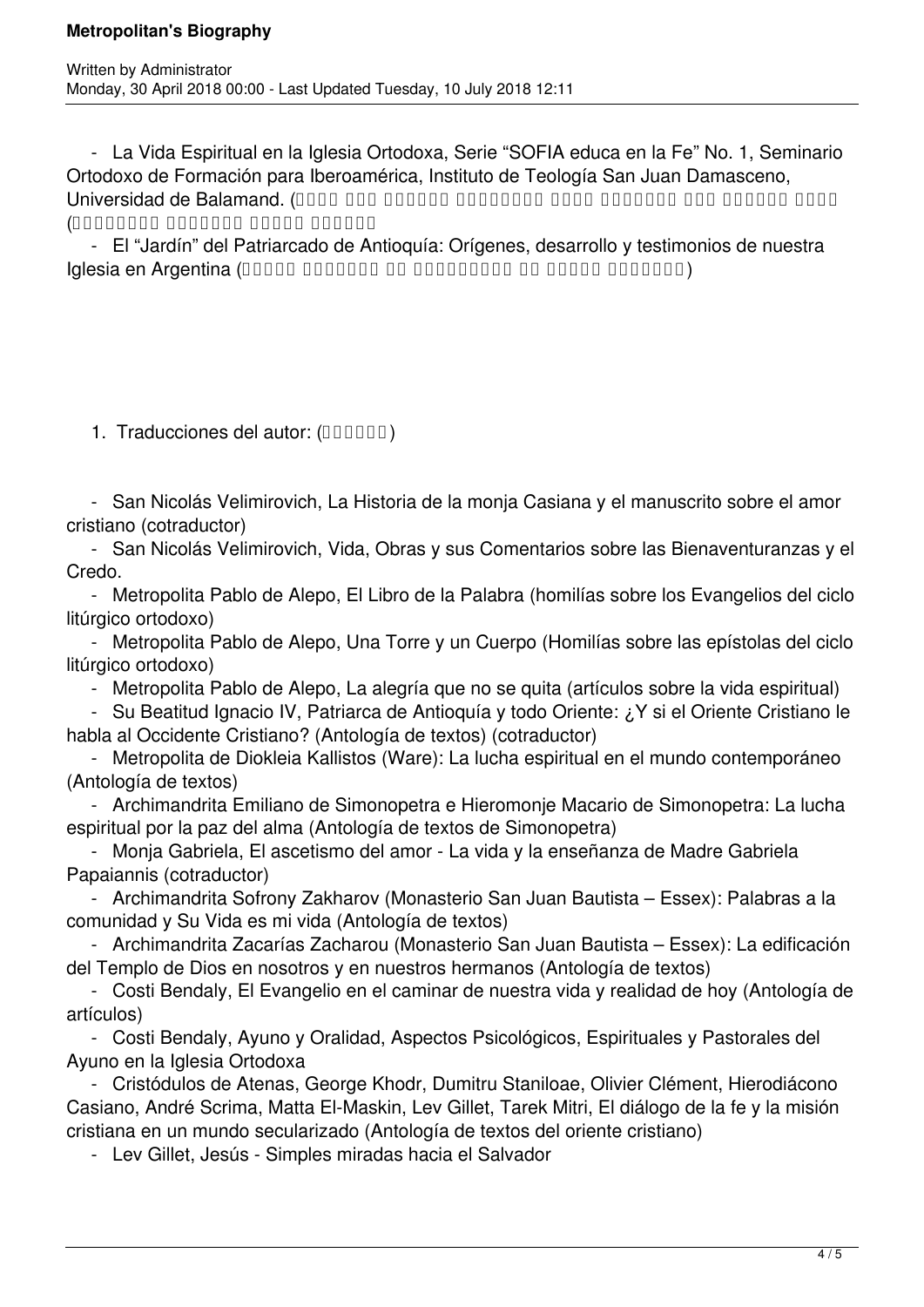- La Vida Espiritual en la Iglesia Ortodoxa, Serie "SOFIA educa en la Fe" No. 1, Seminario Ortodoxo de Formación para Iberoamérica, Instituto de Teología San Juan Damasceno, Universidad de Balamand. (□□□□ □□□ □□□□□□ □□□□□□□□□ □□□□ □□□□□□□□ □□□ □□□□□□□ □□□□ (□□□□□□□□□ □□□□□□□□ □□□□□ □□□□□□□

- El "Jardín" del Patriarcado de Antioquía: Orígenes, desarrollo y testimonios de nuestra Iglesia en Argentina (□□□□□ □□□□□□□ □□ □□□□□□□□□□ □□ □□□□□□ □□□□□□□□)

1. Traducciones del autor: (□□□□□□)

- San Nicolás Velimirovich, La Historia de la monja Casiana y el manuscrito sobre el amor cristiano (cotraductor)
- San Nicolás Velimirovich, Vida, Obras y sus Comentarios sobre las Bienaventuranzas y el Credo.
- Metropolita Pablo de Alepo, El Libro de la Palabra (homilías sobre los Evangelios del ciclo litúrgico ortodoxo)
- Metropolita Pablo de Alepo, Una Torre y un Cuerpo (Homilías sobre las epístolas del ciclo litúrgico ortodoxo)
- Metropolita Pablo de Alepo, La alegría que no se quita (artículos sobre la vida espiritual)
- Su Beatitud Ignacio IV, Patriarca de Antioquía y todo Oriente: ¿Y si el Oriente Cristiano le habla al Occidente Cristiano? (Antología de textos) (cotraductor)
- Metropolita de Diokleia Kallistos (Ware): La lucha espiritual en el mundo contemporáneo (Antología de textos)
- Archimandrita Emiliano de Simonopetra e Hieromonje Macario de Simonopetra: La lucha espiritual por la paz del alma (Antología de textos de Simonopetra)
- Monja Gabriela, El ascetismo del amor - La vida y la enseñanza de Madre Gabriela Papaiannis (cotraductor)
- Archimandrita Sofrony Zakharov (Monasterio San Juan Bautista – Essex): Palabras a la comunidad y Su Vida es mi vida (Antología de textos)
- Archimandrita Zacarías Zacharou (Monasterio San Juan Bautista – Essex): La edificación del Templo de Dios en nosotros y en nuestros hermanos (Antología de textos)
- Costi Bendaly, El Evangelio en el caminar de nuestra vida y realidad de hoy (Antología de artículos)
- Costi Bendaly, Ayuno y Oralidad, Aspectos Psicológicos, Espirituales y Pastorales del Ayuno en la Iglesia Ortodoxa
- Cristódulos de Atenas, George Khodr, Dumitru Staniloae, Olivier Clément, Hierodiácono Casiano, André Scrima, Matta El-Maskin, Lev Gillet, Tarek Mitri, El diálogo de la fe y la misión cristiana en un mundo secularizado (Antología de textos del oriente cristiano)
- Lev Gillet, Jesús - Simples miradas hacia el Salvador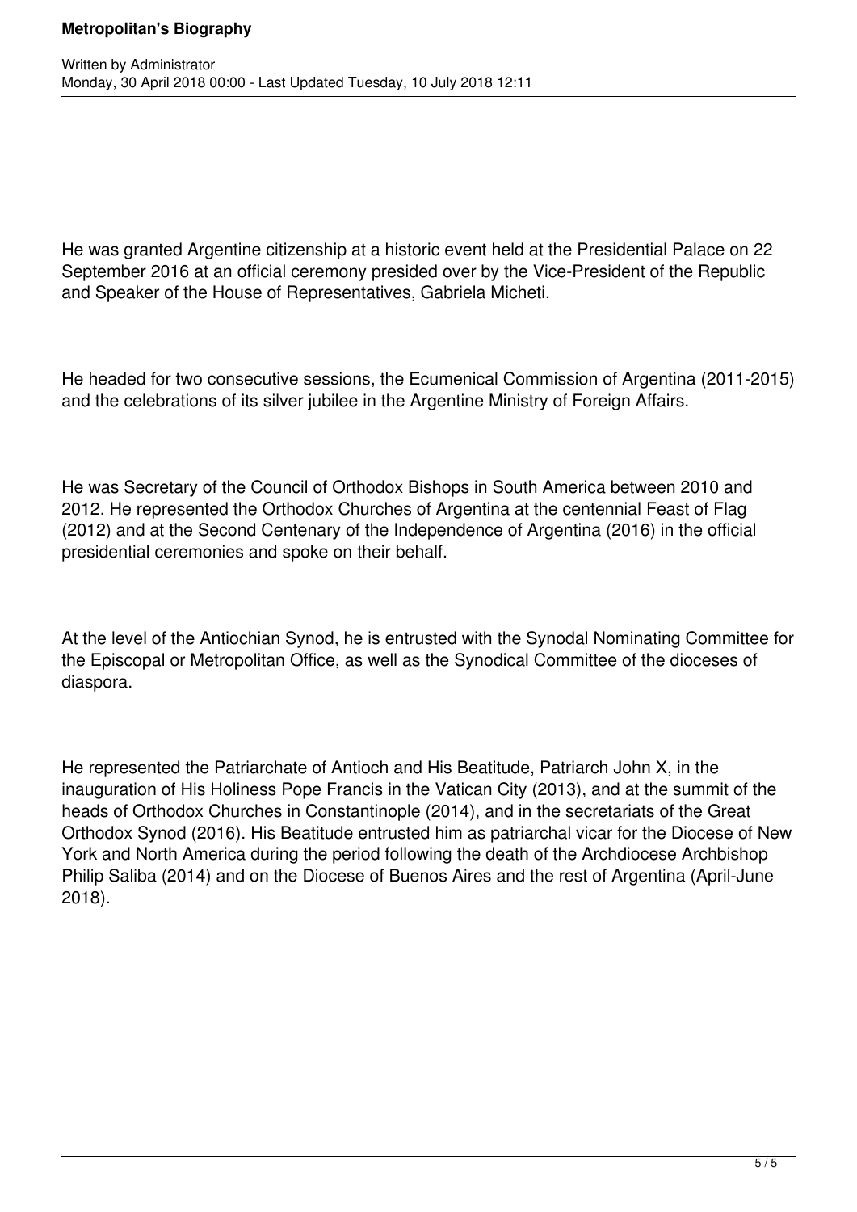He was granted Argentine citizenship at a historic event held at the Presidential Palace on 22 September 2016 at an official ceremony presided over by the Vice-President of the Republic and Speaker of the House of Representatives, Gabriela Micheti.

He headed for two consecutive sessions, the Ecumenical Commission of Argentina (2011-2015) and the celebrations of its silver jubilee in the Argentine Ministry of Foreign Affairs.

He was Secretary of the Council of Orthodox Bishops in South America between 2010 and 2012. He represented the Orthodox Churches of Argentina at the centennial Feast of Flag (2012) and at the Second Centenary of the Independence of Argentina (2016) in the official presidential ceremonies and spoke on their behalf.

At the level of the Antiochian Synod, he is entrusted with the Synodal Nominating Committee for the Episcopal or Metropolitan Office, as well as the Synodical Committee of the dioceses of diaspora.

He represented the Patriarchate of Antioch and His Beatitude, Patriarch John X, in the inauguration of His Holiness Pope Francis in the Vatican City (2013), and at the summit of the heads of Orthodox Churches in Constantinople (2014), and in the secretariats of the Great Orthodox Synod (2016). His Beatitude entrusted him as patriarchal vicar for the Diocese of New York and North America during the period following the death of the Archdiocese Archbishop Philip Saliba (2014) and on the Diocese of Buenos Aires and the rest of Argentina (April-June 2018).